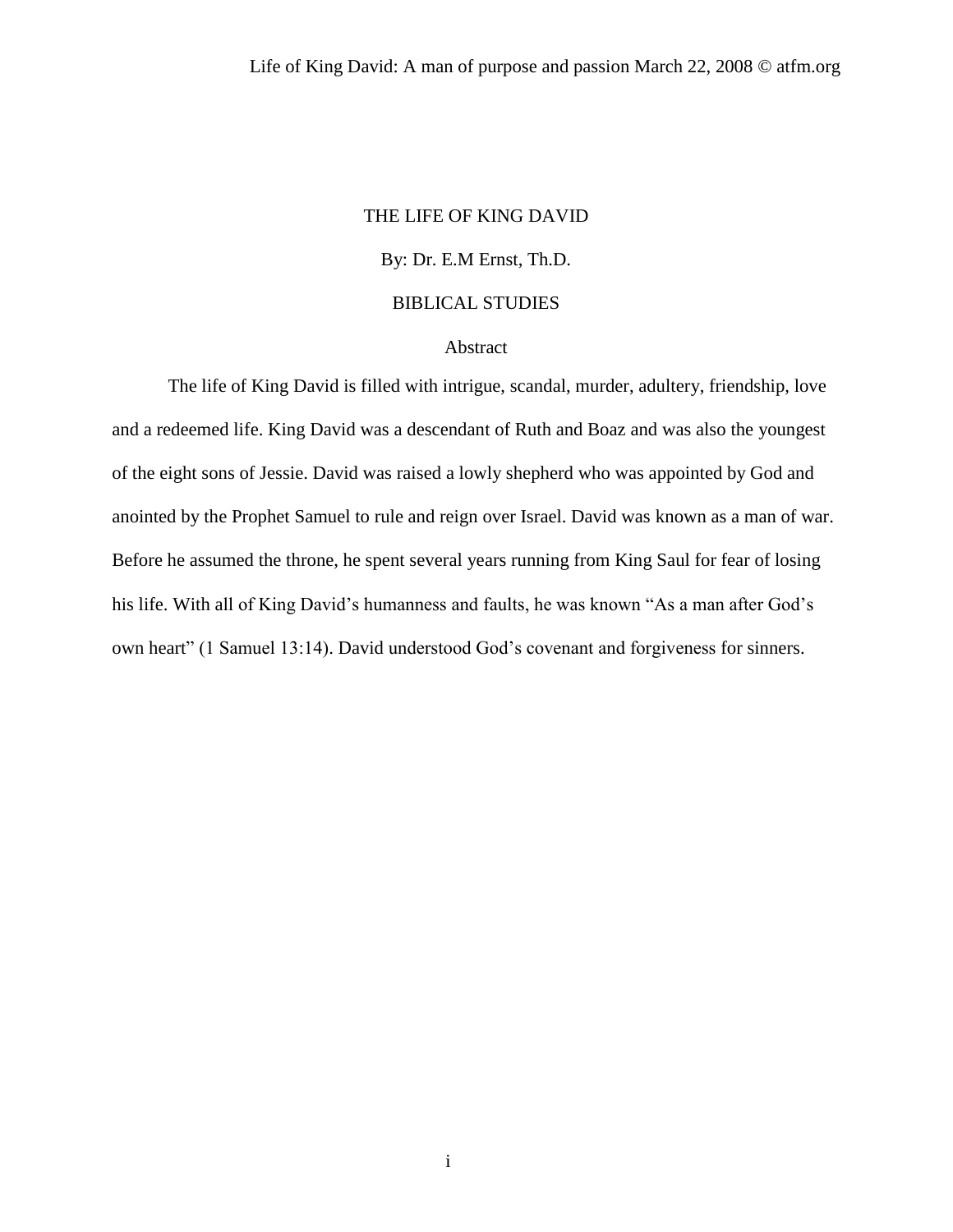# THE LIFE OF KING DAVID

By: Dr. E.M Ernst, Th.D.

BIBLICAL STUDIES

## Abstract

The life of King David is filled with intrigue, scandal, murder, adultery, friendship, love and a redeemed life. King David was a descendant of Ruth and Boaz and was also the youngest of the eight sons of Jessie. David was raised a lowly shepherd who was appointed by God and anointed by the Prophet Samuel to rule and reign over Israel. David was known as a man of war. Before he assumed the throne, he spent several years running from King Saul for fear of losing his life. With all of King David's humanness and faults, he was known "As a man after God's own heart" (1 Samuel 13:14). David understood God's covenant and forgiveness for sinners.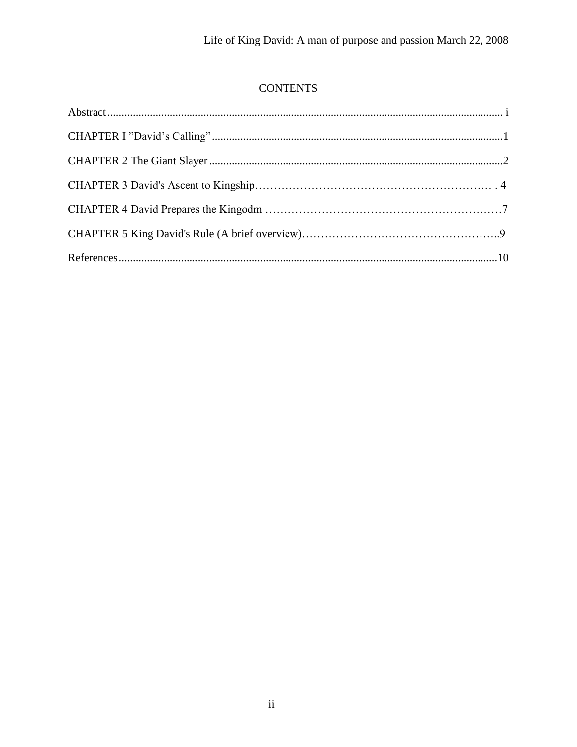# CONTENTS

Abstract ........................................................................................................................................ i

CHAPTER I "David's Calling" .....................................................................................................1

CHAPTER 2 The Giant Slayer .......................................................................................................2

CHAPTER 3 David's Ascent to Kingship……………………………………………………… . 4

CHAPTER 4 David Prepares the Kingodm ……………………………………………………7

CHAPTER 5 King David's Rule (A brief overview)……………………………………………..9

References .....................................................................................................................................10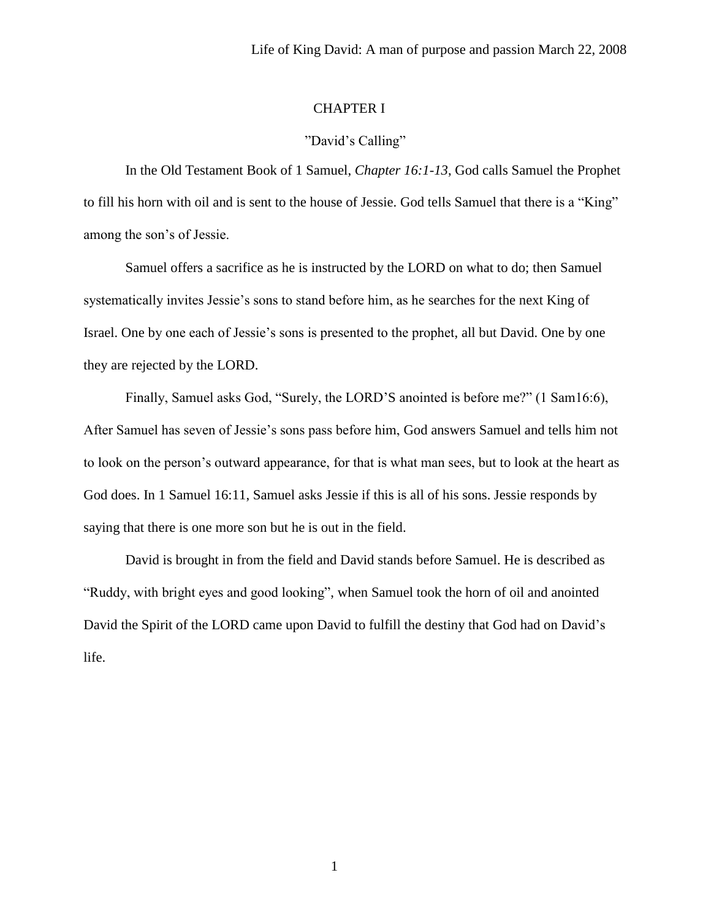# CHAPTER I

## "David's Calling"

In the Old Testament Book of 1 Samuel, *Chapter 16:1-13*, God calls Samuel the Prophet to fill his horn with oil and is sent to the house of Jessie. God tells Samuel that there is a "King" among the son's of Jessie.

Samuel offers a sacrifice as he is instructed by the LORD on what to do; then Samuel systematically invites Jessie's sons to stand before him, as he searches for the next King of Israel. One by one each of Jessie's sons is presented to the prophet, all but David. One by one they are rejected by the LORD.

Finally, Samuel asks God, "Surely, the LORD'S anointed is before me?" (1 Sam16:6), After Samuel has seven of Jessie's sons pass before him, God answers Samuel and tells him not to look on the person's outward appearance, for that is what man sees, but to look at the heart as God does. In 1 Samuel 16:11, Samuel asks Jessie if this is all of his sons. Jessie responds by saying that there is one more son but he is out in the field.

David is brought in from the field and David stands before Samuel. He is described as "Ruddy, with bright eyes and good looking", when Samuel took the horn of oil and anointed David the Spirit of the LORD came upon David to fulfill the destiny that God had on David's life.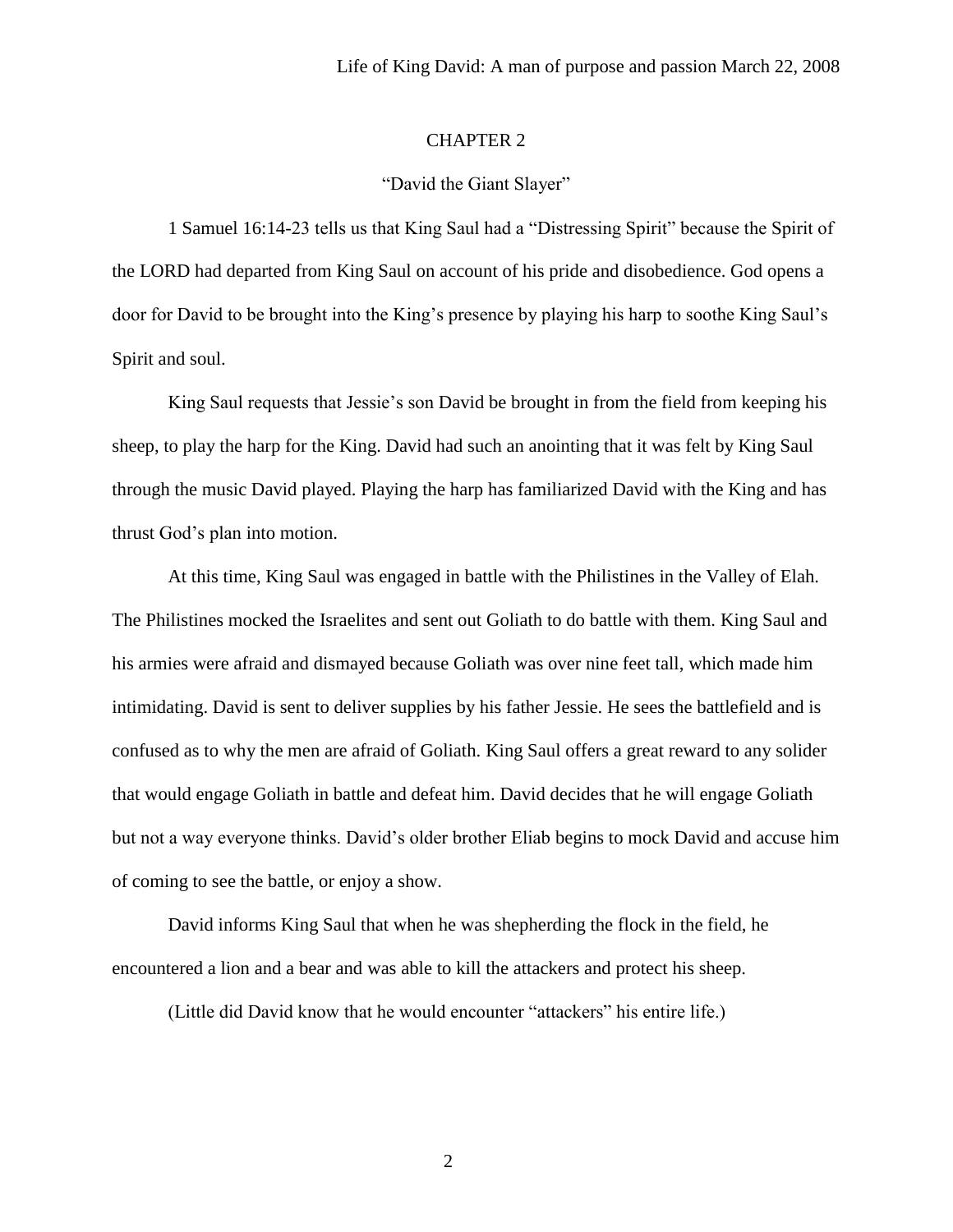## CHAPTER 2

### "David the Giant Slayer"

1 Samuel 16:14-23 tells us that King Saul had a "Distressing Spirit" because the Spirit of the LORD had departed from King Saul on account of his pride and disobedience. God opens a door for David to be brought into the King's presence by playing his harp to soothe King Saul's Spirit and soul.

King Saul requests that Jessie's son David be brought in from the field from keeping his sheep, to play the harp for the King. David had such an anointing that it was felt by King Saul through the music David played. Playing the harp has familiarized David with the King and has thrust God's plan into motion.

At this time, King Saul was engaged in battle with the Philistines in the Valley of Elah. The Philistines mocked the Israelites and sent out Goliath to do battle with them. King Saul and his armies were afraid and dismayed because Goliath was over nine feet tall, which made him intimidating. David is sent to deliver supplies by his father Jessie. He sees the battlefield and is confused as to why the men are afraid of Goliath. King Saul offers a great reward to any solider that would engage Goliath in battle and defeat him. David decides that he will engage Goliath but not a way everyone thinks. David's older brother Eliab begins to mock David and accuse him of coming to see the battle, or enjoy a show.

David informs King Saul that when he was shepherding the flock in the field, he encountered a lion and a bear and was able to kill the attackers and protect his sheep.

(Little did David know that he would encounter "attackers" his entire life.)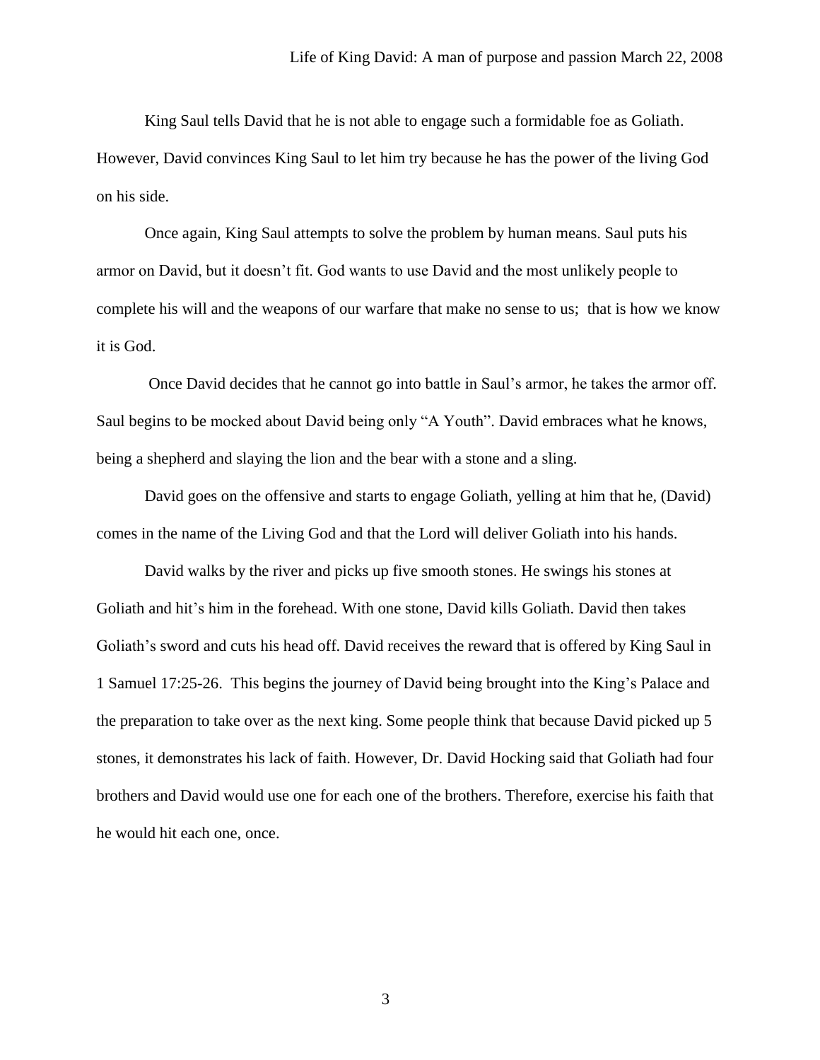King Saul tells David that he is not able to engage such a formidable foe as Goliath. However, David convinces King Saul to let him try because he has the power of the living God on his side.

Once again, King Saul attempts to solve the problem by human means. Saul puts his armor on David, but it doesn't fit. God wants to use David and the most unlikely people to complete his will and the weapons of our warfare that make no sense to us;  that is how we know it is God.

Once David decides that he cannot go into battle in Saul's armor, he takes the armor off. Saul begins to be mocked about David being only "A Youth". David embraces what he knows, being a shepherd and slaying the lion and the bear with a stone and a sling.

David goes on the offensive and starts to engage Goliath, yelling at him that he, (David) comes in the name of the Living God and that the Lord will deliver Goliath into his hands.

David walks by the river and picks up five smooth stones. He swings his stones at Goliath and hit's him in the forehead. With one stone, David kills Goliath. David then takes Goliath's sword and cuts his head off. David receives the reward that is offered by King Saul in 1 Samuel 17:25-26.  This begins the journey of David being brought into the King's Palace and the preparation to take over as the next king. Some people think that because David picked up 5 stones, it demonstrates his lack of faith. However, Dr. David Hocking said that Goliath had four brothers and David would use one for each one of the brothers. Therefore, exercise his faith that he would hit each one, once.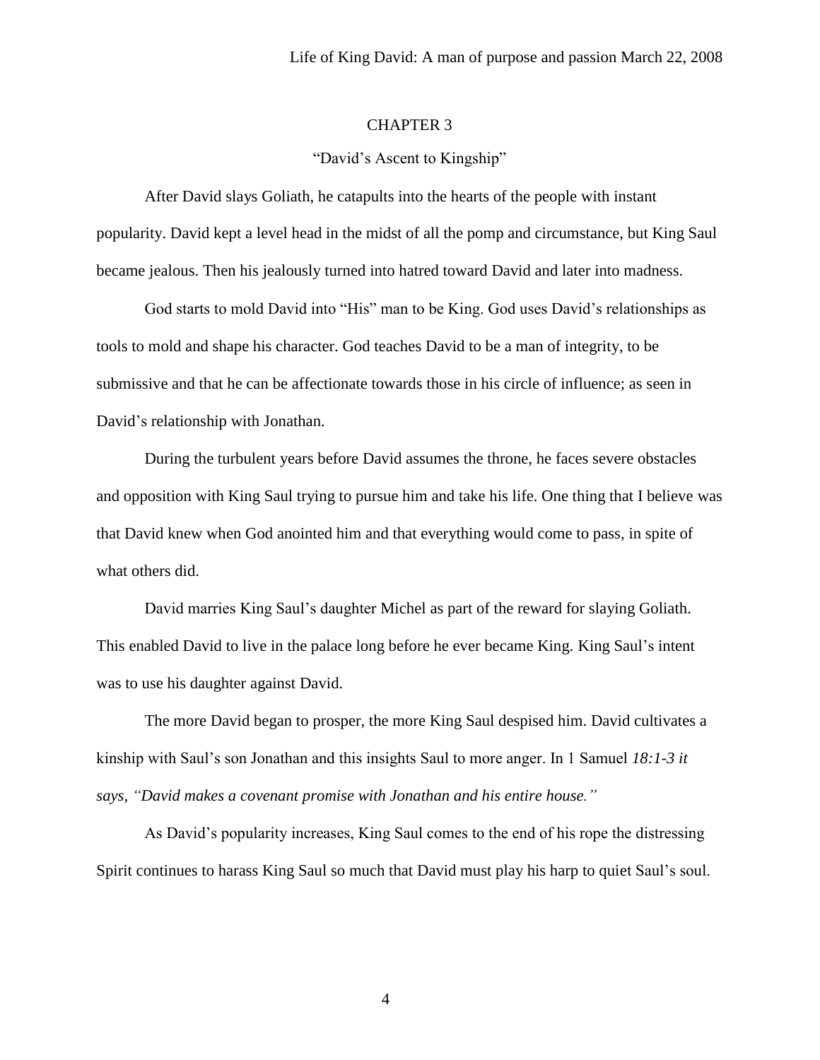# CHAPTER 3

## "David's Ascent to Kingship"

After David slays Goliath, he catapults into the hearts of the people with instant popularity. David kept a level head in the midst of all the pomp and circumstance, but King Saul became jealous. Then his jealously turned into hatred toward David and later into madness.

God starts to mold David into "His" man to be King. God uses David's relationships as tools to mold and shape his character. God teaches David to be a man of integrity, to be submissive and that he can be affectionate towards those in his circle of influence; as seen in David's relationship with Jonathan.

During the turbulent years before David assumes the throne, he faces severe obstacles and opposition with King Saul trying to pursue him and take his life. One thing that I believe was that David knew when God anointed him and that everything would come to pass, in spite of what others did.

David marries King Saul's daughter Michel as part of the reward for slaying Goliath. This enabled David to live in the palace long before he ever became King. King Saul's intent was to use his daughter against David.

The more David began to prosper, the more King Saul despised him. David cultivates a kinship with Saul's son Jonathan and this insights Saul to more anger. In 1 Samuel *18:1-3 it says, "David makes a covenant promise with Jonathan and his entire house."*

As David's popularity increases, King Saul comes to the end of his rope the distressing Spirit continues to harass King Saul so much that David must play his harp to quiet Saul's soul.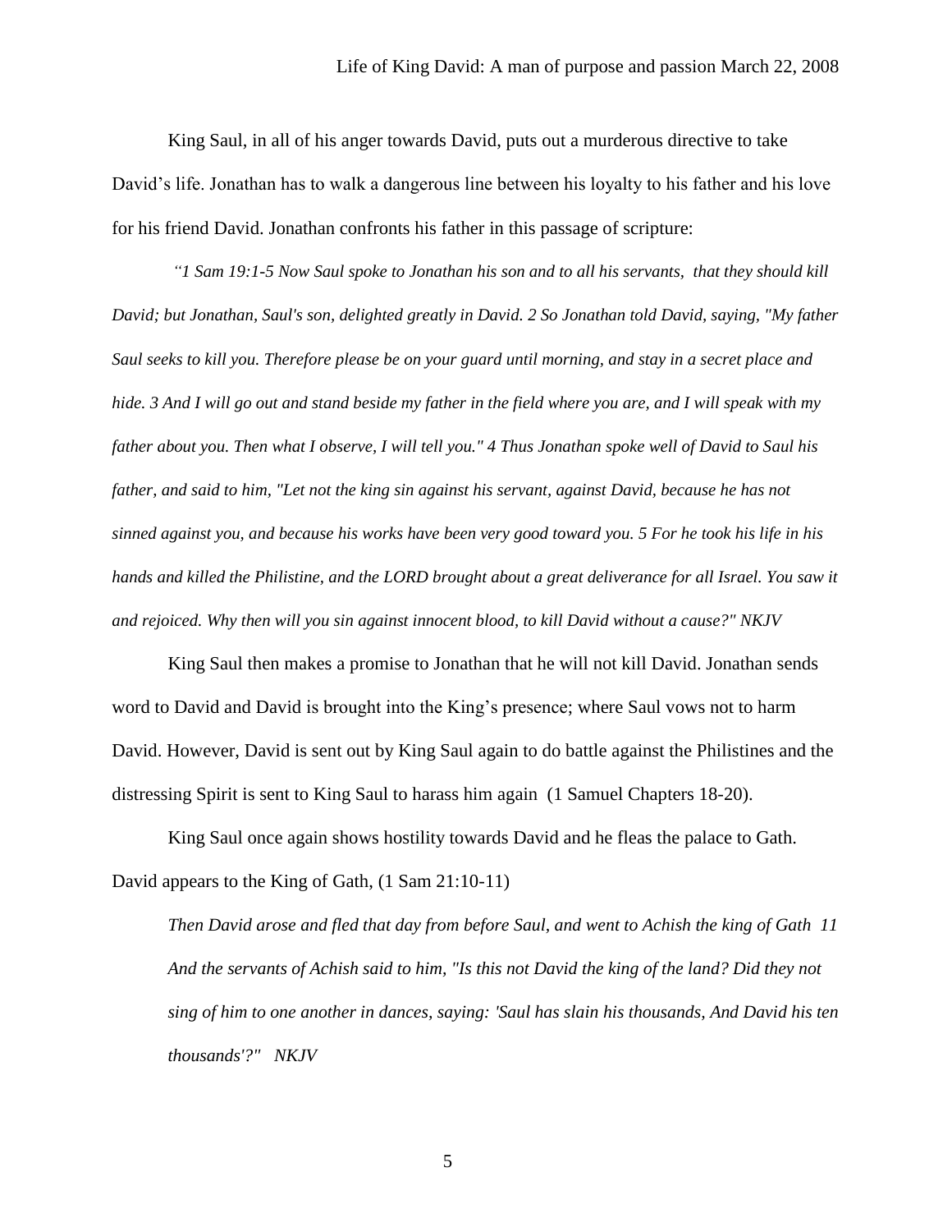King Saul, in all of his anger towards David, puts out a murderous directive to take David's life. Jonathan has to walk a dangerous line between his loyalty to his father and his love for his friend David. Jonathan confronts his father in this passage of scripture:

*"1 Sam 19:1-5 Now Saul spoke to Jonathan his son and to all his servants, that they should kill David; but Jonathan, Saul's son, delighted greatly in David. 2 So Jonathan told David, saying, "My father Saul seeks to kill you. Therefore please be on your guard until morning, and stay in a secret place and hide. 3 And I will go out and stand beside my father in the field where you are, and I will speak with my father about you. Then what I observe, I will tell you." 4 Thus Jonathan spoke well of David to Saul his father, and said to him, "Let not the king sin against his servant, against David, because he has not sinned against you, and because his works have been very good toward you. 5 For he took his life in his hands and killed the Philistine, and the LORD brought about a great deliverance for all Israel. You saw it and rejoiced. Why then will you sin against innocent blood, to kill David without a cause?" NKJV*

King Saul then makes a promise to Jonathan that he will not kill David. Jonathan sends word to David and David is brought into the King's presence; where Saul vows not to harm David. However, David is sent out by King Saul again to do battle against the Philistines and the distressing Spirit is sent to King Saul to harass him again (1 Samuel Chapters 18-20).

King Saul once again shows hostility towards David and he fleas the palace to Gath. David appears to the King of Gath, (1 Sam 21:10-11)

> *Then David arose and fled that day from before Saul, and went to Achish the king of Gath 11 And the servants of Achish said to him, "Is this not David the king of the land? Did they not sing of him to one another in dances, saying: 'Saul has slain his thousands, And David his ten thousands'?" NKJV*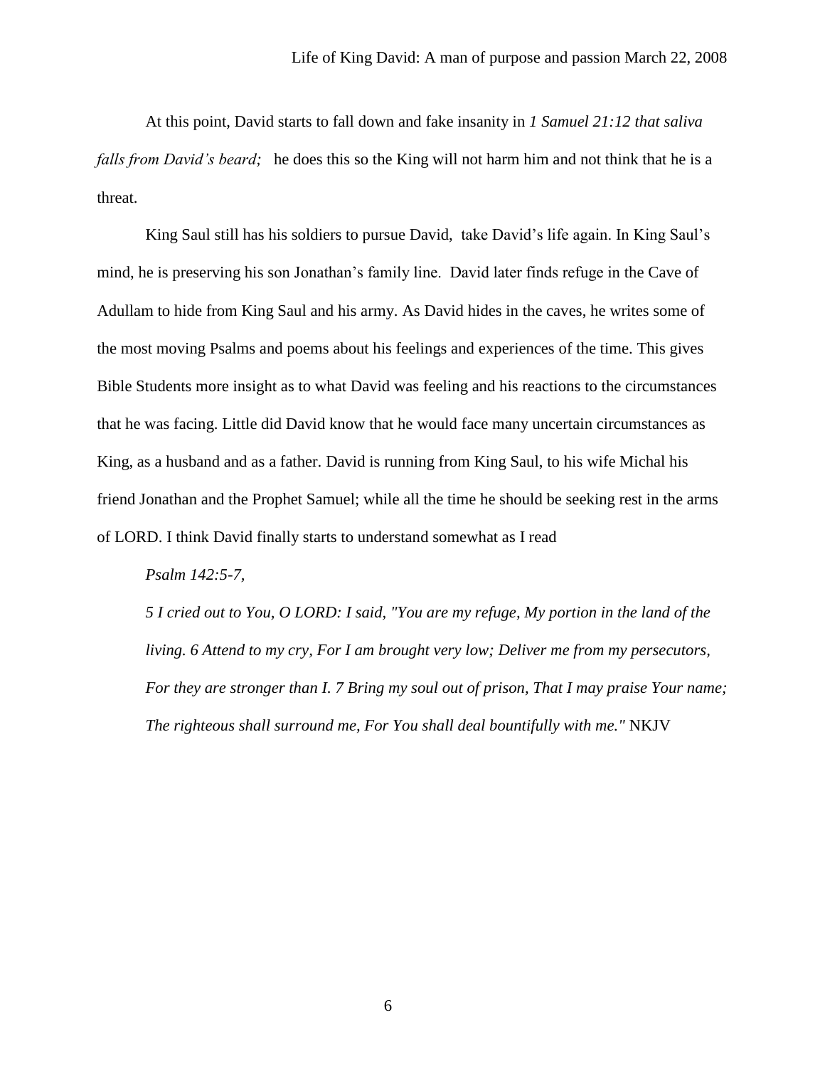At this point, David starts to fall down and fake insanity in *1 Samuel 21:12 that saliva falls from David's beard;* he does this so the King will not harm him and not think that he is a threat.

King Saul still has his soldiers to pursue David, take David's life again. In King Saul's mind, he is preserving his son Jonathan's family line. David later finds refuge in the Cave of Adullam to hide from King Saul and his army. As David hides in the caves, he writes some of the most moving Psalms and poems about his feelings and experiences of the time. This gives Bible Students more insight as to what David was feeling and his reactions to the circumstances that he was facing. Little did David know that he would face many uncertain circumstances as King, as a husband and as a father. David is running from King Saul, to his wife Michal his friend Jonathan and the Prophet Samuel; while all the time he should be seeking rest in the arms of LORD. I think David finally starts to understand somewhat as I read

*Psalm 142:5-7,*

*5 I cried out to You, O LORD: I said, "You are my refuge, My portion in the land of the living. 6 Attend to my cry, For I am brought very low; Deliver me from my persecutors, For they are stronger than I. 7 Bring my soul out of prison, That I may praise Your name; The righteous shall surround me, For You shall deal bountifully with me."* NKJV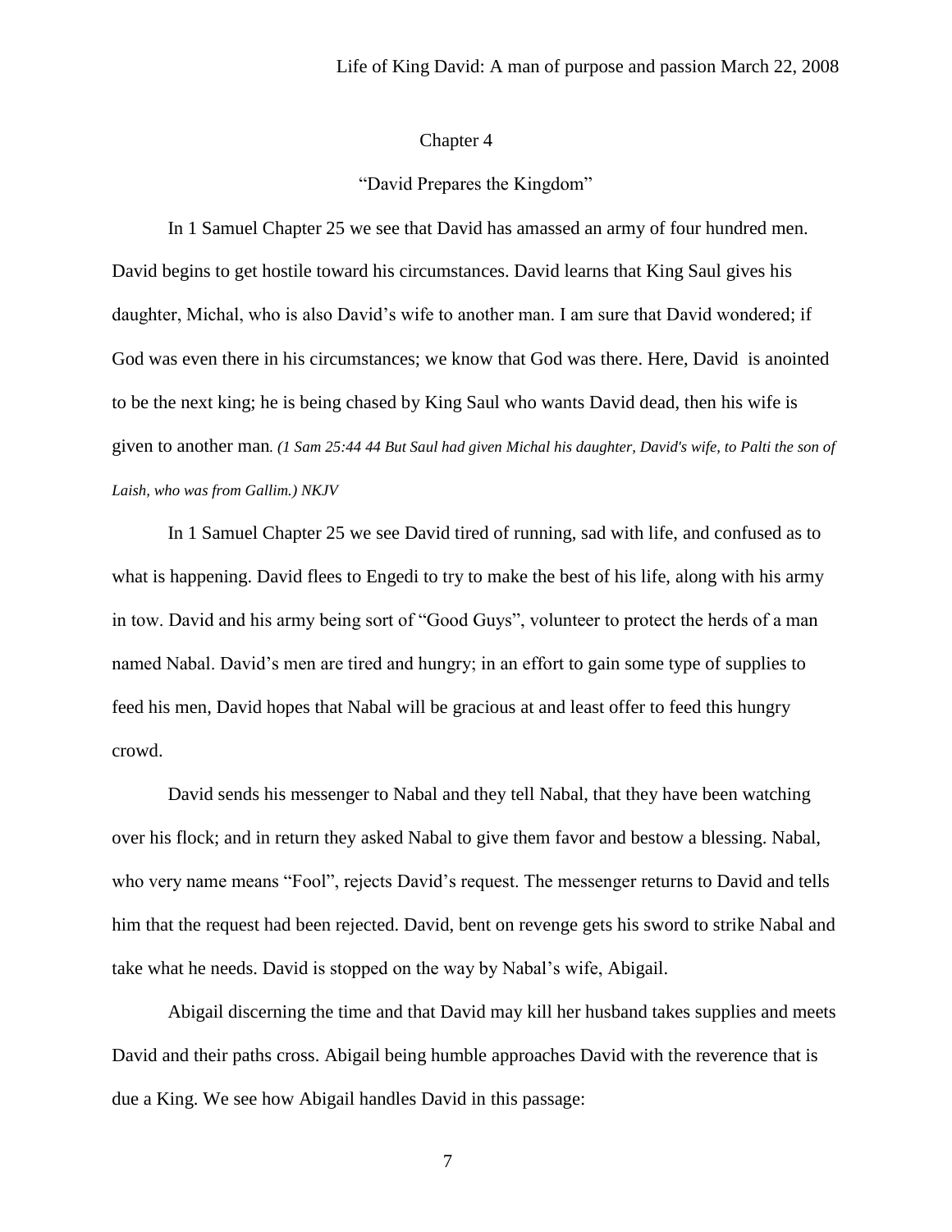Chapter 4

"David Prepares the Kingdom"

In 1 Samuel Chapter 25 we see that David has amassed an army of four hundred men. David begins to get hostile toward his circumstances. David learns that King Saul gives his daughter, Michal, who is also David's wife to another man. I am sure that David wondered; if God was even there in his circumstances; we know that God was there. Here, David is anointed to be the next king; he is being chased by King Saul who wants David dead, then his wife is given to another man. *(1 Sam 25:44 44 But Saul had given Michal his daughter, David's wife, to Palti the son of Laish, who was from Gallim.) NKJV*

In 1 Samuel Chapter 25 we see David tired of running, sad with life, and confused as to what is happening. David flees to Engedi to try to make the best of his life, along with his army in tow. David and his army being sort of "Good Guys", volunteer to protect the herds of a man named Nabal. David's men are tired and hungry; in an effort to gain some type of supplies to feed his men, David hopes that Nabal will be gracious at and least offer to feed this hungry crowd.

David sends his messenger to Nabal and they tell Nabal, that they have been watching over his flock; and in return they asked Nabal to give them favor and bestow a blessing. Nabal, who very name means "Fool", rejects David's request. The messenger returns to David and tells him that the request had been rejected. David, bent on revenge gets his sword to strike Nabal and take what he needs. David is stopped on the way by Nabal's wife, Abigail.

Abigail discerning the time and that David may kill her husband takes supplies and meets David and their paths cross. Abigail being humble approaches David with the reverence that is due a King. We see how Abigail handles David in this passage: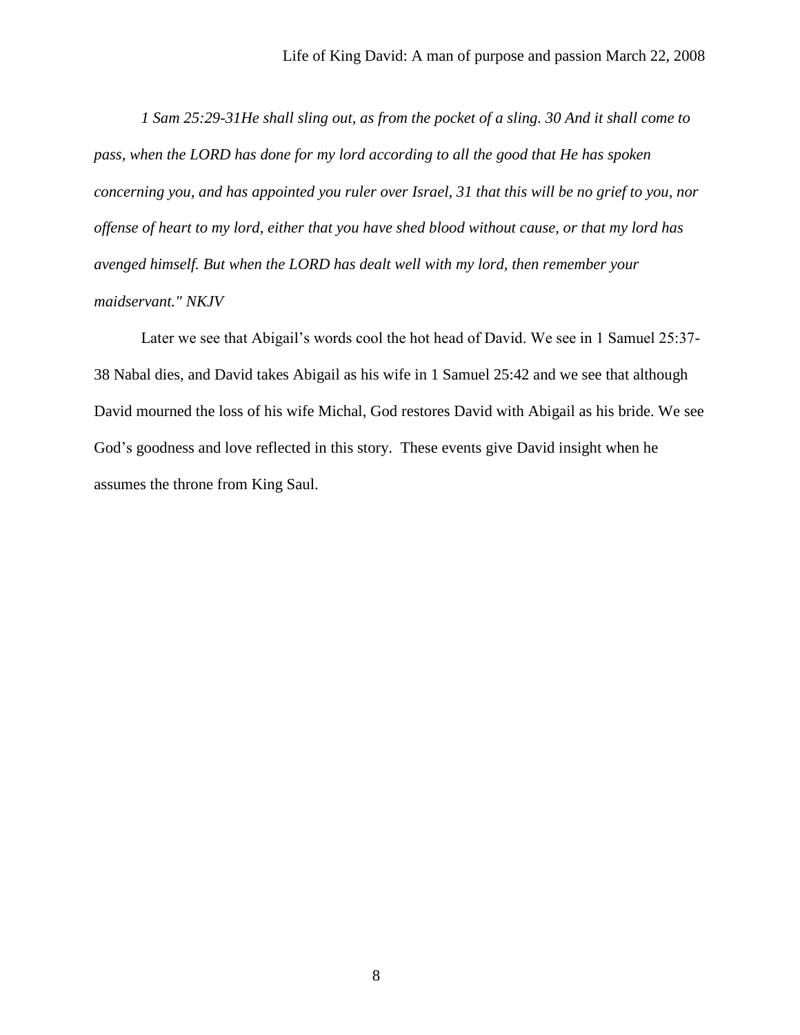*1 Sam 25:29-31He shall sling out, as from the pocket of a sling. 30 And it shall come to pass, when the LORD has done for my lord according to all the good that He has spoken concerning you, and has appointed you ruler over Israel, 31 that this will be no grief to you, nor offense of heart to my lord, either that you have shed blood without cause, or that my lord has avenged himself. But when the LORD has dealt well with my lord, then remember your maidservant." NKJV*

Later we see that Abigail's words cool the hot head of David. We see in 1 Samuel 25:37-38 Nabal dies, and David takes Abigail as his wife in 1 Samuel 25:42 and we see that although David mourned the loss of his wife Michal, God restores David with Abigail as his bride. We see God's goodness and love reflected in this story. These events give David insight when he assumes the throne from King Saul.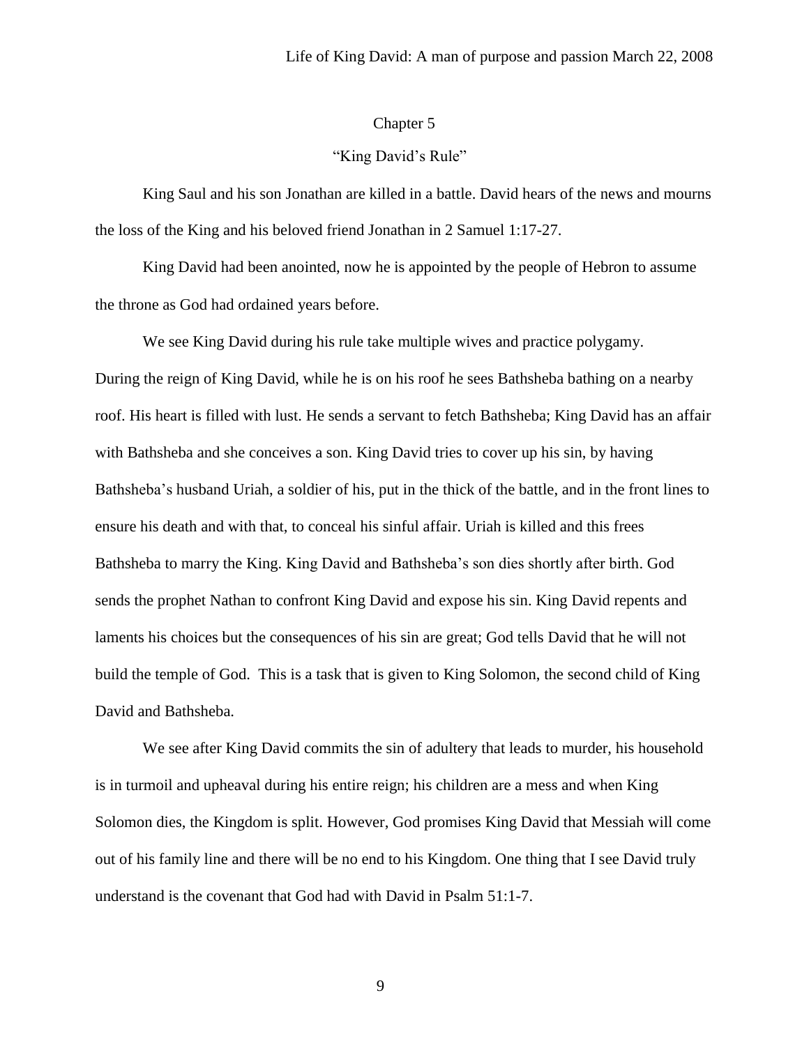## Chapter 5

### "King David's Rule"

King Saul and his son Jonathan are killed in a battle. David hears of the news and mourns the loss of the King and his beloved friend Jonathan in 2 Samuel 1:17-27.

King David had been anointed, now he is appointed by the people of Hebron to assume the throne as God had ordained years before.

We see King David during his rule take multiple wives and practice polygamy. During the reign of King David, while he is on his roof he sees Bathsheba bathing on a nearby roof. His heart is filled with lust. He sends a servant to fetch Bathsheba; King David has an affair with Bathsheba and she conceives a son. King David tries to cover up his sin, by having Bathsheba's husband Uriah, a soldier of his, put in the thick of the battle, and in the front lines to ensure his death and with that, to conceal his sinful affair. Uriah is killed and this frees Bathsheba to marry the King. King David and Bathsheba's son dies shortly after birth. God sends the prophet Nathan to confront King David and expose his sin. King David repents and laments his choices but the consequences of his sin are great; God tells David that he will not build the temple of God. This is a task that is given to King Solomon, the second child of King David and Bathsheba.

We see after King David commits the sin of adultery that leads to murder, his household is in turmoil and upheaval during his entire reign; his children are a mess and when King Solomon dies, the Kingdom is split. However, God promises King David that Messiah will come out of his family line and there will be no end to his Kingdom. One thing that I see David truly understand is the covenant that God had with David in Psalm 51:1-7.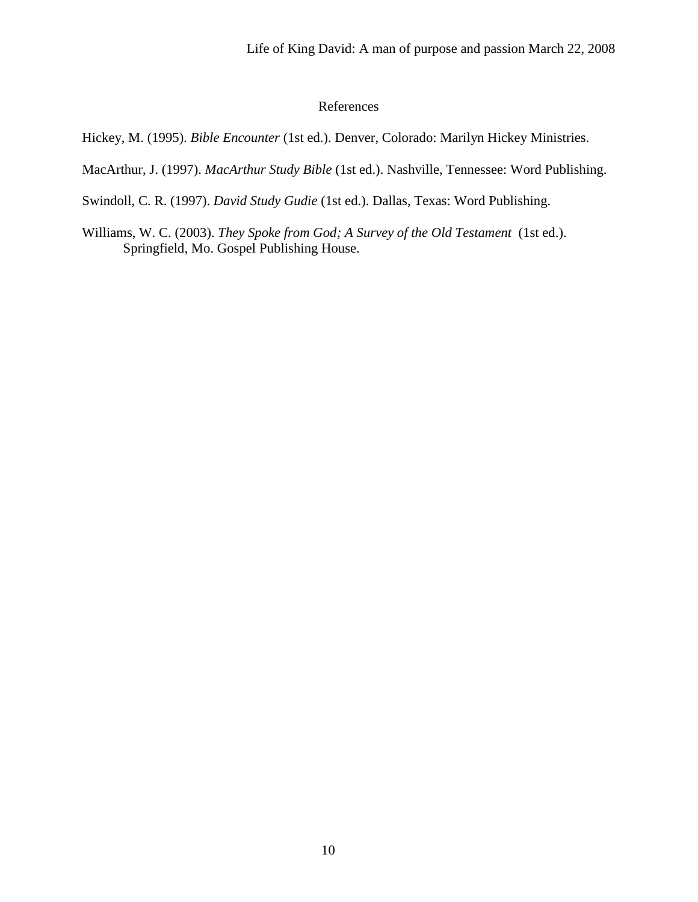# References

Hickey, M. (1995). *Bible Encounter* (1st ed.). Denver, Colorado: Marilyn Hickey Ministries.

MacArthur, J. (1997). *MacArthur Study Bible* (1st ed.). Nashville, Tennessee: Word Publishing.

Swindoll, C. R. (1997). *David Study Gudie* (1st ed.). Dallas, Texas: Word Publishing.

Williams, W. C. (2003). *They Spoke from God; A Survey of the Old Testament* (1st ed.). Springfield, Mo. Gospel Publishing House.